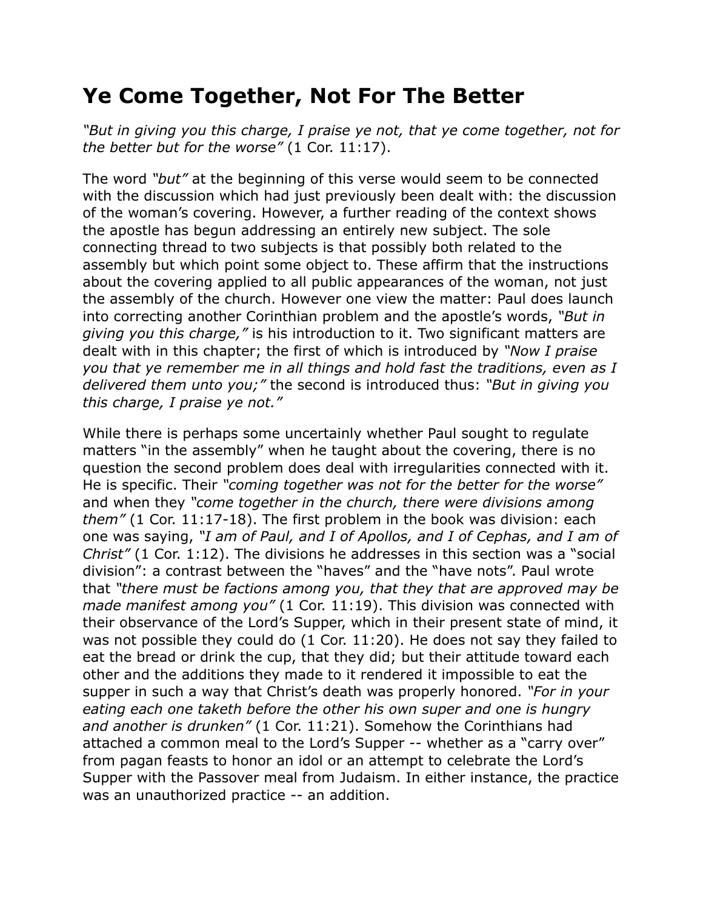# Ye Come Together, Not For The Better

*"But in giving you this charge, I praise ye not, that ye come together, not for the better but for the worse"* (1 Cor. 11:17).

The word *"but"* at the beginning of this verse would seem to be connected with the discussion which had just previously been dealt with: the discussion of the woman's covering. However, a further reading of the context shows the apostle has begun addressing an entirely new subject. The sole connecting thread to two subjects is that possibly both related to the assembly but which point some object to. These affirm that the instructions about the covering applied to all public appearances of the woman, not just the assembly of the church. However one view the matter: Paul does launch into correcting another Corinthian problem and the apostle's words, *"But in giving you this charge,"* is his introduction to it. Two significant matters are dealt with in this chapter; the first of which is introduced by *"Now I praise you that ye remember me in all things and hold fast the traditions, even as I delivered them unto you;"* the second is introduced thus: *"But in giving you this charge, I praise ye not."*

While there is perhaps some uncertainly whether Paul sought to regulate matters "in the assembly" when he taught about the covering, there is no question the second problem does deal with irregularities connected with it. He is specific. Their *"coming together was not for the better for the worse"* and when they *"come together in the church, there were divisions among them"* (1 Cor. 11:17-18). The first problem in the book was division: each one was saying, *"I am of Paul, and I of Apollos, and I of Cephas, and I am of Christ"* (1 Cor. 1:12). The divisions he addresses in this section was a "social division": a contrast between the "haves" and the "have nots". Paul wrote that *"there must be factions among you, that they that are approved may be made manifest among you"* (1 Cor. 11:19). This division was connected with their observance of the Lord's Supper, which in their present state of mind, it was not possible they could do (1 Cor. 11:20). He does not say they failed to eat the bread or drink the cup, that they did; but their attitude toward each other and the additions they made to it rendered it impossible to eat the supper in such a way that Christ's death was properly honored. *"For in your eating each one taketh before the other his own super and one is hungry and another is drunken"* (1 Cor. 11:21). Somehow the Corinthians had attached a common meal to the Lord's Supper -- whether as a "carry over" from pagan feasts to honor an idol or an attempt to celebrate the Lord's Supper with the Passover meal from Judaism. In either instance, the practice was an unauthorized practice -- an addition.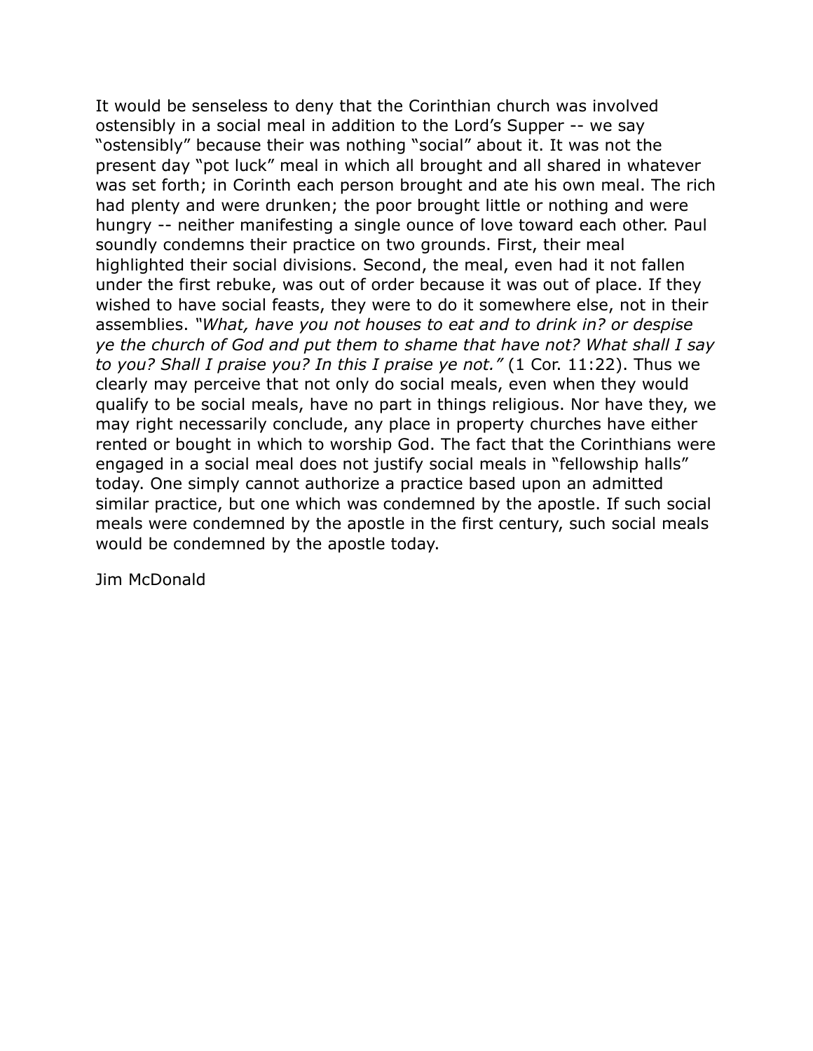It would be senseless to deny that the Corinthian church was involved ostensibly in a social meal in addition to the Lord's Supper -- we say "ostensibly" because their was nothing "social" about it. It was not the present day "pot luck" meal in which all brought and all shared in whatever was set forth; in Corinth each person brought and ate his own meal. The rich had plenty and were drunken; the poor brought little or nothing and were hungry -- neither manifesting a single ounce of love toward each other. Paul soundly condemns their practice on two grounds. First, their meal highlighted their social divisions. Second, the meal, even had it not fallen under the first rebuke, was out of order because it was out of place. If they wished to have social feasts, they were to do it somewhere else, not in their assemblies. *"What, have you not houses to eat and to drink in? or despise ye the church of God and put them to shame that have not? What shall I say to you? Shall I praise you? In this I praise ye not."* (1 Cor. 11:22). Thus we clearly may perceive that not only do social meals, even when they would qualify to be social meals, have no part in things religious. Nor have they, we may right necessarily conclude, any place in property churches have either rented or bought in which to worship God. The fact that the Corinthians were engaged in a social meal does not justify social meals in "fellowship halls" today. One simply cannot authorize a practice based upon an admitted similar practice, but one which was condemned by the apostle. If such social meals were condemned by the apostle in the first century, such social meals would be condemned by the apostle today.

Jim McDonald